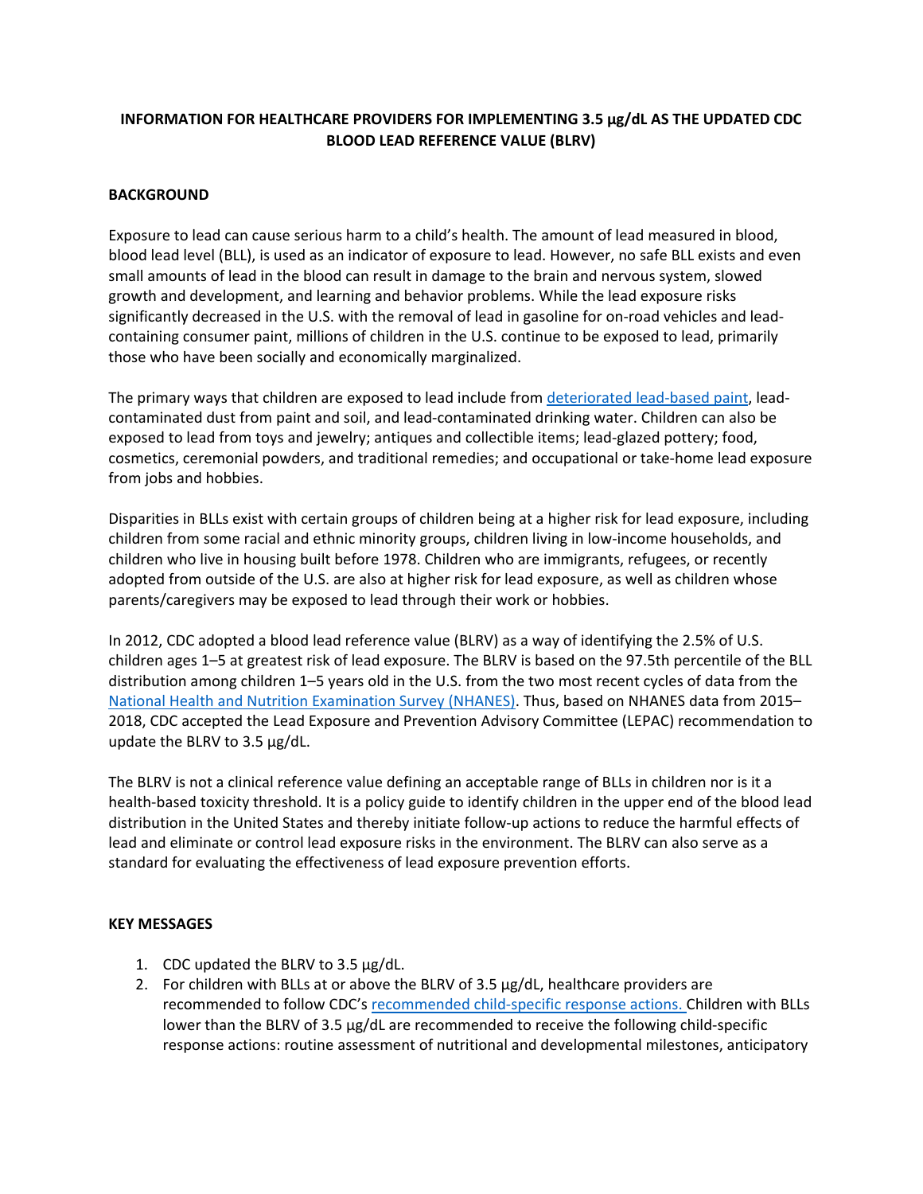**INFORMATION FOR HEALTHCARE PROVIDERS FOR IMPLEMENTING 3.5 µg/dL AS THE UPDATED CDC BLOOD LEAD REFERENCE VALUE (BLRV)**

**BACKGROUND**

Exposure to lead can cause serious harm to a child's health. The amount of lead measured in blood, blood lead level (BLL), is used as an indicator of exposure to lead. However, no safe BLL exists and even small amounts of lead in the blood can result in damage to the brain and nervous system, slowed growth and development, and learning and behavior problems. While the lead exposure risks significantly decreased in the U.S. with the removal of lead in gasoline for on-road vehicles and lead-containing consumer paint, millions of children in the U.S. continue to be exposed to lead, primarily those who have been socially and economically marginalized.

The primary ways that children are exposed to lead include from deteriorated lead-based paint, lead-contaminated dust from paint and soil, and lead-contaminated drinking water. Children can also be exposed to lead from toys and jewelry; antiques and collectible items; lead-glazed pottery; food, cosmetics, ceremonial powders, and traditional remedies; and occupational or take-home lead exposure from jobs and hobbies.

Disparities in BLLs exist with certain groups of children being at a higher risk for lead exposure, including children from some racial and ethnic minority groups, children living in low-income households, and children who live in housing built before 1978. Children who are immigrants, refugees, or recently adopted from outside of the U.S. are also at higher risk for lead exposure, as well as children whose parents/caregivers may be exposed to lead through their work or hobbies.

In 2012, CDC adopted a blood lead reference value (BLRV) as a way of identifying the 2.5% of U.S. children ages 1–5 at greatest risk of lead exposure. The BLRV is based on the 97.5th percentile of the BLL distribution among children 1–5 years old in the U.S. from the two most recent cycles of data from the National Health and Nutrition Examination Survey (NHANES). Thus, based on NHANES data from 2015–2018, CDC accepted the Lead Exposure and Prevention Advisory Committee (LEPAC) recommendation to update the BLRV to 3.5 µg/dL.

The BLRV is not a clinical reference value defining an acceptable range of BLLs in children nor is it a health-based toxicity threshold. It is a policy guide to identify children in the upper end of the blood lead distribution in the United States and thereby initiate follow-up actions to reduce the harmful effects of lead and eliminate or control lead exposure risks in the environment. The BLRV can also serve as a standard for evaluating the effectiveness of lead exposure prevention efforts.

**KEY MESSAGES**

1. CDC updated the BLRV to 3.5 µg/dL.
2. For children with BLLs at or above the BLRV of 3.5 µg/dL, healthcare providers are recommended to follow CDC's recommended child-specific response actions. Children with BLLs lower than the BLRV of 3.5 µg/dL are recommended to receive the following child-specific response actions: routine assessment of nutritional and developmental milestones, anticipatory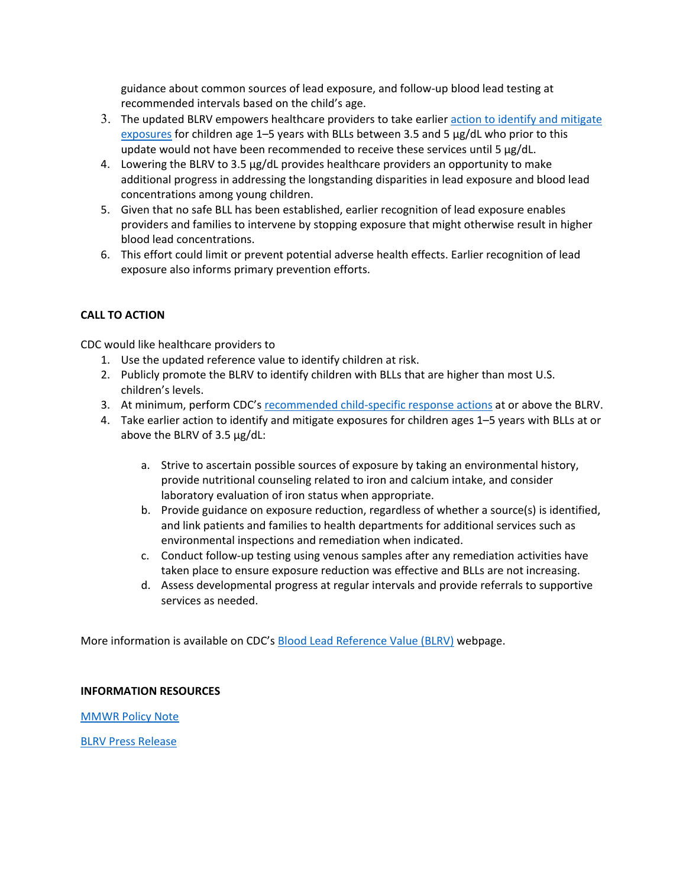guidance about common sources of lead exposure, and follow-up blood lead testing at recommended intervals based on the child's age.

3. The updated BLRV empowers healthcare providers to take earlier action to identify and mitigate exposures for children age 1–5 years with BLLs between 3.5 and 5 µg/dL who prior to this update would not have been recommended to receive these services until 5 µg/dL.
4. Lowering the BLRV to 3.5 µg/dL provides healthcare providers an opportunity to make additional progress in addressing the longstanding disparities in lead exposure and blood lead concentrations among young children.
5. Given that no safe BLL has been established, earlier recognition of lead exposure enables providers and families to intervene by stopping exposure that might otherwise result in higher blood lead concentrations.
6. This effort could limit or prevent potential adverse health effects. Earlier recognition of lead exposure also informs primary prevention efforts.

**CALL TO ACTION**

CDC would like healthcare providers to

1. Use the updated reference value to identify children at risk.
2. Publicly promote the BLRV to identify children with BLLs that are higher than most U.S. children's levels.
3. At minimum, perform CDC's recommended child-specific response actions at or above the BLRV.
4. Take earlier action to identify and mitigate exposures for children ages 1–5 years with BLLs at or above the BLRV of 3.5 µg/dL:

    a. Strive to ascertain possible sources of exposure by taking an environmental history, provide nutritional counseling related to iron and calcium intake, and consider laboratory evaluation of iron status when appropriate.
    b. Provide guidance on exposure reduction, regardless of whether a source(s) is identified, and link patients and families to health departments for additional services such as environmental inspections and remediation when indicated.
    c. Conduct follow-up testing using venous samples after any remediation activities have taken place to ensure exposure reduction was effective and BLLs are not increasing.
    d. Assess developmental progress at regular intervals and provide referrals to supportive services as needed.

More information is available on CDC's Blood Lead Reference Value (BLRV) webpage.

**INFORMATION RESOURCES**

MMWR Policy Note

BLRV Press Release